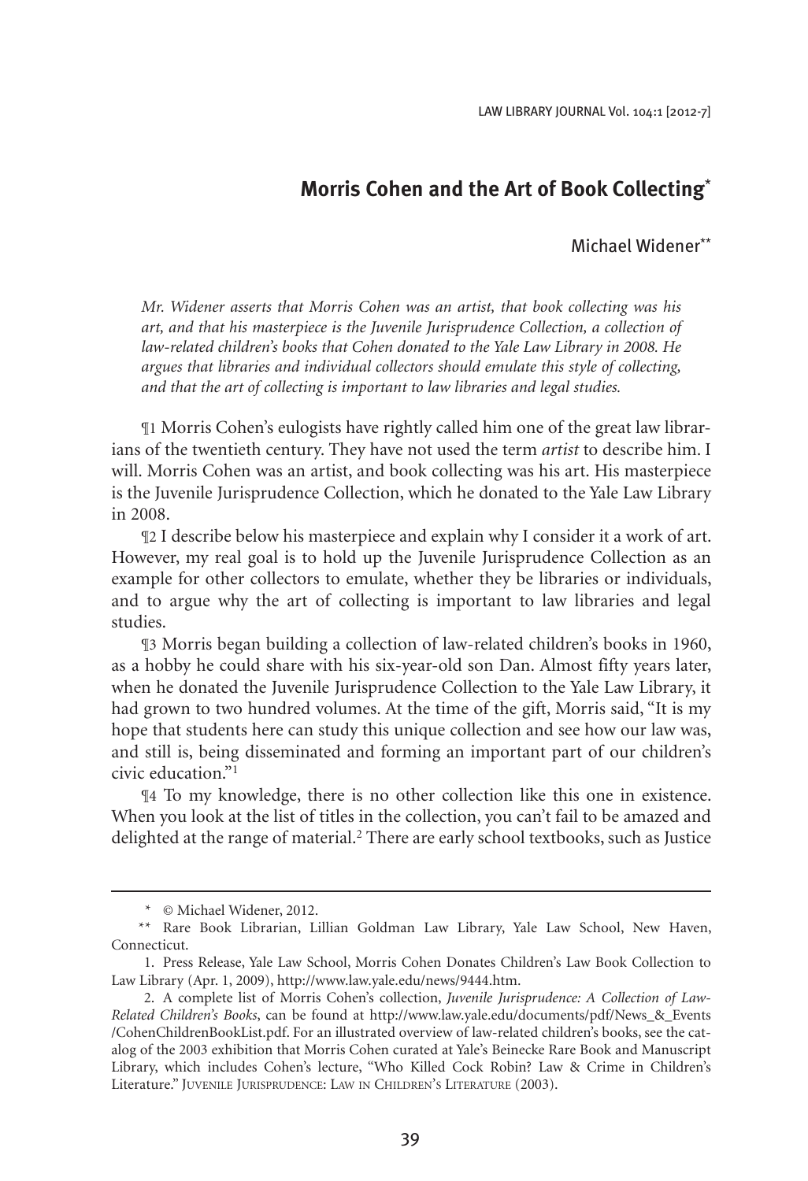# Morris Cohen and the Art of Book Collecting[*]

Michael Widener[**]

*Mr. Widener asserts that Morris Cohen was an artist, that book collecting was his art, and that his masterpiece is the Juvenile Jurisprudence Collection, a collection of law-related children's books that Cohen donated to the Yale Law Library in 2008. He argues that libraries and individual collectors should emulate this style of collecting, and that the art of collecting is important to law libraries and legal studies.*

¶1 Morris Cohen's eulogists have rightly called him one of the great law librarians of the twentieth century. They have not used the term *artist* to describe him. I will. Morris Cohen was an artist, and book collecting was his art. His masterpiece is the Juvenile Jurisprudence Collection, which he donated to the Yale Law Library in 2008.

¶2 I describe below his masterpiece and explain why I consider it a work of art. However, my real goal is to hold up the Juvenile Jurisprudence Collection as an example for other collectors to emulate, whether they be libraries or individuals, and to argue why the art of collecting is important to law libraries and legal studies.

¶3 Morris began building a collection of law-related children's books in 1960, as a hobby he could share with his six-year-old son Dan. Almost fifty years later, when he donated the Juvenile Jurisprudence Collection to the Yale Law Library, it had grown to two hundred volumes. At the time of the gift, Morris said, "It is my hope that students here can study this unique collection and see how our law was, and still is, being disseminated and forming an important part of our children's civic education."[1]

¶4 To my knowledge, there is no other collection like this one in existence. When you look at the list of titles in the collection, you can't fail to be amazed and delighted at the range of material.[2] There are early school textbooks, such as Justice

---

\* © Michael Widener, 2012.

\*\* Rare Book Librarian, Lillian Goldman Law Library, Yale Law School, New Haven, Connecticut.

1. Press Release, Yale Law School, Morris Cohen Donates Children's Law Book Collection to Law Library (Apr. 1, 2009), http://www.law.yale.edu/news/9444.htm.

2. A complete list of Morris Cohen's collection, *Juvenile Jurisprudence: A Collection of Law-Related Children's Books*, can be found at http://www.law.yale.edu/documents/pdf/News_&_Events/CohenChildrenBookList.pdf. For an illustrated overview of law-related children's books, see the catalog of the 2003 exhibition that Morris Cohen curated at Yale's Beinecke Rare Book and Manuscript Library, which includes Cohen's lecture, "Who Killed Cock Robin? Law & Crime in Children's Literature." JUVENILE JURISPRUDENCE: LAW IN CHILDREN'S LITERATURE (2003).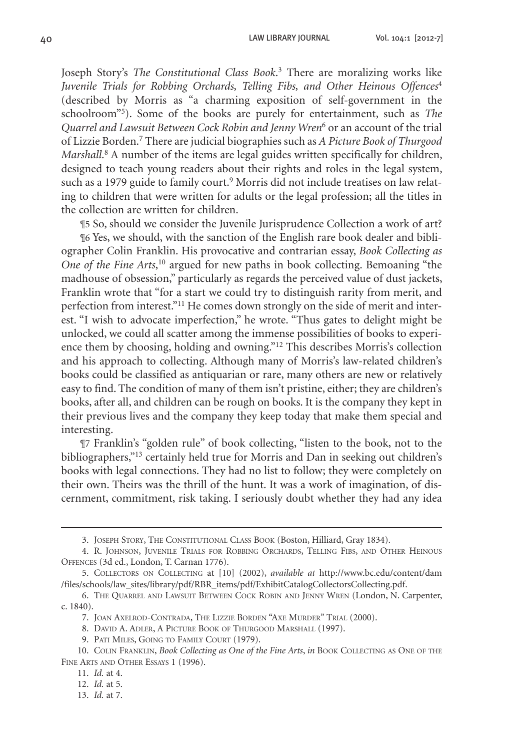Joseph Story's *The Constitutional Class Book*.[3] There are moralizing works like *Juvenile Trials for Robbing Orchards, Telling Fibs, and Other Heinous Offences*[4] (described by Morris as "a charming exposition of self-government in the schoolroom"[5]). Some of the books are purely for entertainment, such as *The Quarrel and Lawsuit Between Cock Robin and Jenny Wren*[6] or an account of the trial of Lizzie Borden.[7] There are judicial biographies such as *A Picture Book of Thurgood Marshall*.[8] A number of the items are legal guides written specifically for children, designed to teach young readers about their rights and roles in the legal system, such as a 1979 guide to family court.[9] Morris did not include treatises on law relating to children that were written for adults or the legal profession; all the titles in the collection are written for children.

¶5 So, should we consider the Juvenile Jurisprudence Collection a work of art?

¶6 Yes, we should, with the sanction of the English rare book dealer and bibliographer Colin Franklin. His provocative and contrarian essay, *Book Collecting as One of the Fine Arts*,[10] argued for new paths in book collecting. Bemoaning "the madhouse of obsession," particularly as regards the perceived value of dust jackets, Franklin wrote that "for a start we could try to distinguish rarity from merit, and perfection from interest."[11] He comes down strongly on the side of merit and interest. "I wish to advocate imperfection," he wrote. "Thus gates to delight might be unlocked, we could all scatter among the immense possibilities of books to experience them by choosing, holding and owning."[12] This describes Morris's collection and his approach to collecting. Although many of Morris's law-related children's books could be classified as antiquarian or rare, many others are new or relatively easy to find. The condition of many of them isn't pristine, either; they are children's books, after all, and children can be rough on books. It is the company they kept in their previous lives and the company they keep today that make them special and interesting.

¶7 Franklin's "golden rule" of book collecting, "listen to the book, not to the bibliographers,"[13] certainly held true for Morris and Dan in seeking out children's books with legal connections. They had no list to follow; they were completely on their own. Theirs was the thrill of the hunt. It was a work of imagination, of discernment, commitment, risk taking. I seriously doubt whether they had any idea

---

3. Joseph Story, The Constitutional Class Book (Boston, Hilliard, Gray 1834).

4. R. Johnson, Juvenile Trials for Robbing Orchards, Telling Fibs, and Other Heinous Offences (3d ed., London, T. Carnan 1776).

5. Collectors on Collecting at [10] (2002), *available at* http://www.bc.edu/content/dam/files/schools/law_sites/library/pdf/RBR_items/pdf/ExhibitCatalogCollectorsCollecting.pdf.

6. The Quarrel and Lawsuit Between Cock Robin and Jenny Wren (London, N. Carpenter, c. 1840).

7. Joan Axelrod-Contrada, The Lizzie Borden "Axe Murder" Trial (2000).

8. David A. Adler, A Picture Book of Thurgood Marshall (1997).

9. Pati Miles, Going to Family Court (1979).

10. Colin Franklin, *Book Collecting as One of the Fine Arts*, *in* Book Collecting as One of the Fine Arts and Other Essays 1 (1996).

11. *Id.* at 4.

12. *Id.* at 5.

13. *Id.* at 7.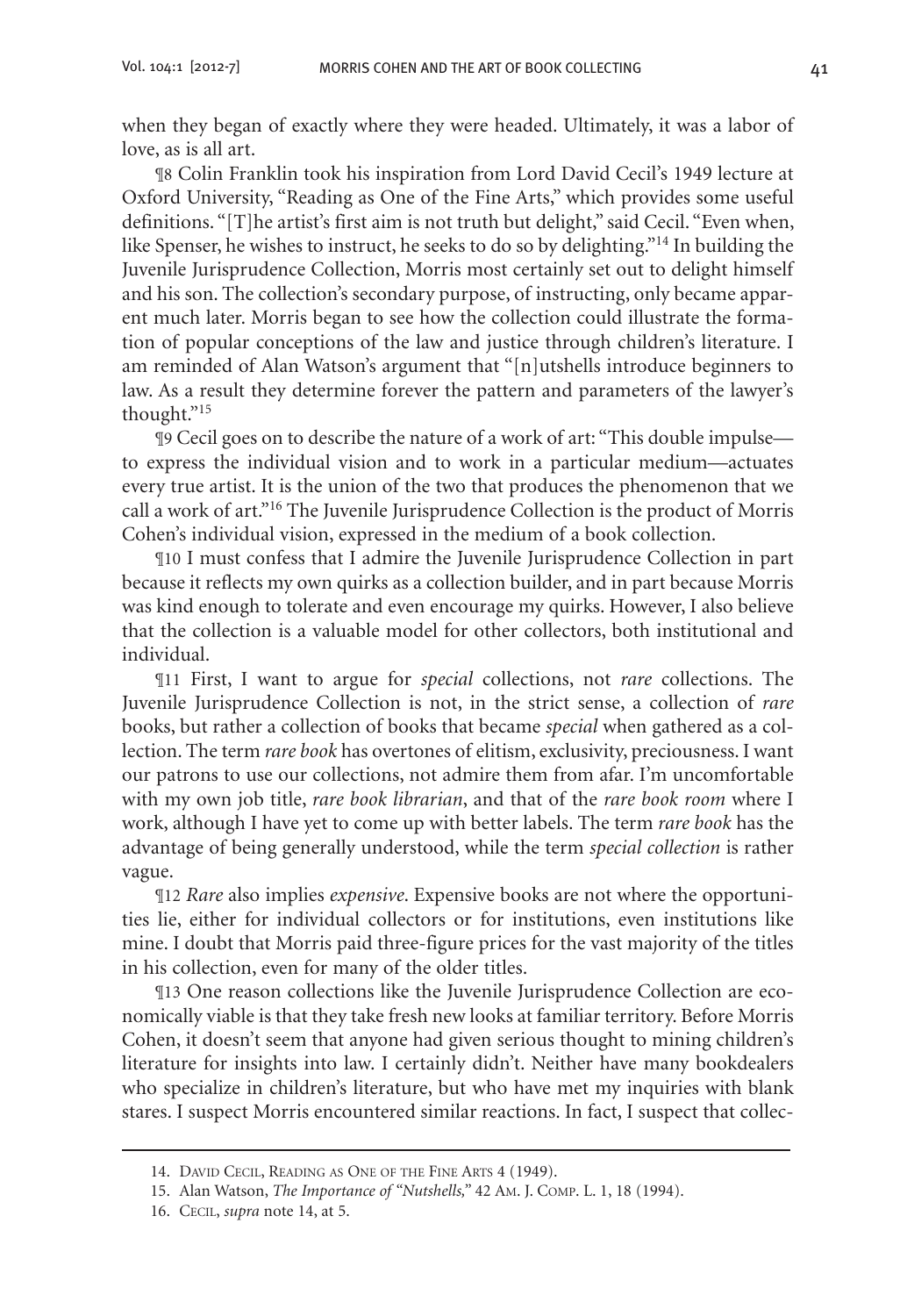when they began of exactly where they were headed. Ultimately, it was a labor of love, as is all art.

¶8 Colin Franklin took his inspiration from Lord David Cecil's 1949 lecture at Oxford University, "Reading as One of the Fine Arts," which provides some useful definitions. "[T]he artist's first aim is not truth but delight," said Cecil. "Even when, like Spenser, he wishes to instruct, he seeks to do so by delighting."[14] In building the Juvenile Jurisprudence Collection, Morris most certainly set out to delight himself and his son. The collection's secondary purpose, of instructing, only became apparent much later. Morris began to see how the collection could illustrate the formation of popular conceptions of the law and justice through children's literature. I am reminded of Alan Watson's argument that "[n]utshells introduce beginners to law. As a result they determine forever the pattern and parameters of the lawyer's thought."[15]

¶9 Cecil goes on to describe the nature of a work of art: "This double impulse—to express the individual vision and to work in a particular medium—actuates every true artist. It is the union of the two that produces the phenomenon that we call a work of art."[16] The Juvenile Jurisprudence Collection is the product of Morris Cohen's individual vision, expressed in the medium of a book collection.

¶10 I must confess that I admire the Juvenile Jurisprudence Collection in part because it reflects my own quirks as a collection builder, and in part because Morris was kind enough to tolerate and even encourage my quirks. However, I also believe that the collection is a valuable model for other collectors, both institutional and individual.

¶11 First, I want to argue for *special* collections, not *rare* collections. The Juvenile Jurisprudence Collection is not, in the strict sense, a collection of *rare* books, but rather a collection of books that became *special* when gathered as a collection. The term *rare book* has overtones of elitism, exclusivity, preciousness. I want our patrons to use our collections, not admire them from afar. I'm uncomfortable with my own job title, *rare book librarian*, and that of the *rare book room* where I work, although I have yet to come up with better labels. The term *rare book* has the advantage of being generally understood, while the term *special collection* is rather vague.

¶12 *Rare* also implies *expensive*. Expensive books are not where the opportunities lie, either for individual collectors or for institutions, even institutions like mine. I doubt that Morris paid three-figure prices for the vast majority of the titles in his collection, even for many of the older titles.

¶13 One reason collections like the Juvenile Jurisprudence Collection are economically viable is that they take fresh new looks at familiar territory. Before Morris Cohen, it doesn't seem that anyone had given serious thought to mining children's literature for insights into law. I certainly didn't. Neither have many bookdealers who specialize in children's literature, but who have met my inquiries with blank stares. I suspect Morris encountered similar reactions. In fact, I suspect that collec-

14. David Cecil, Reading as One of the Fine Arts 4 (1949).

15. Alan Watson, *The Importance of "Nutshells,"* 42 Am. J. Comp. L. 1, 18 (1994).

16. Cecil, *supra* note 14, at 5.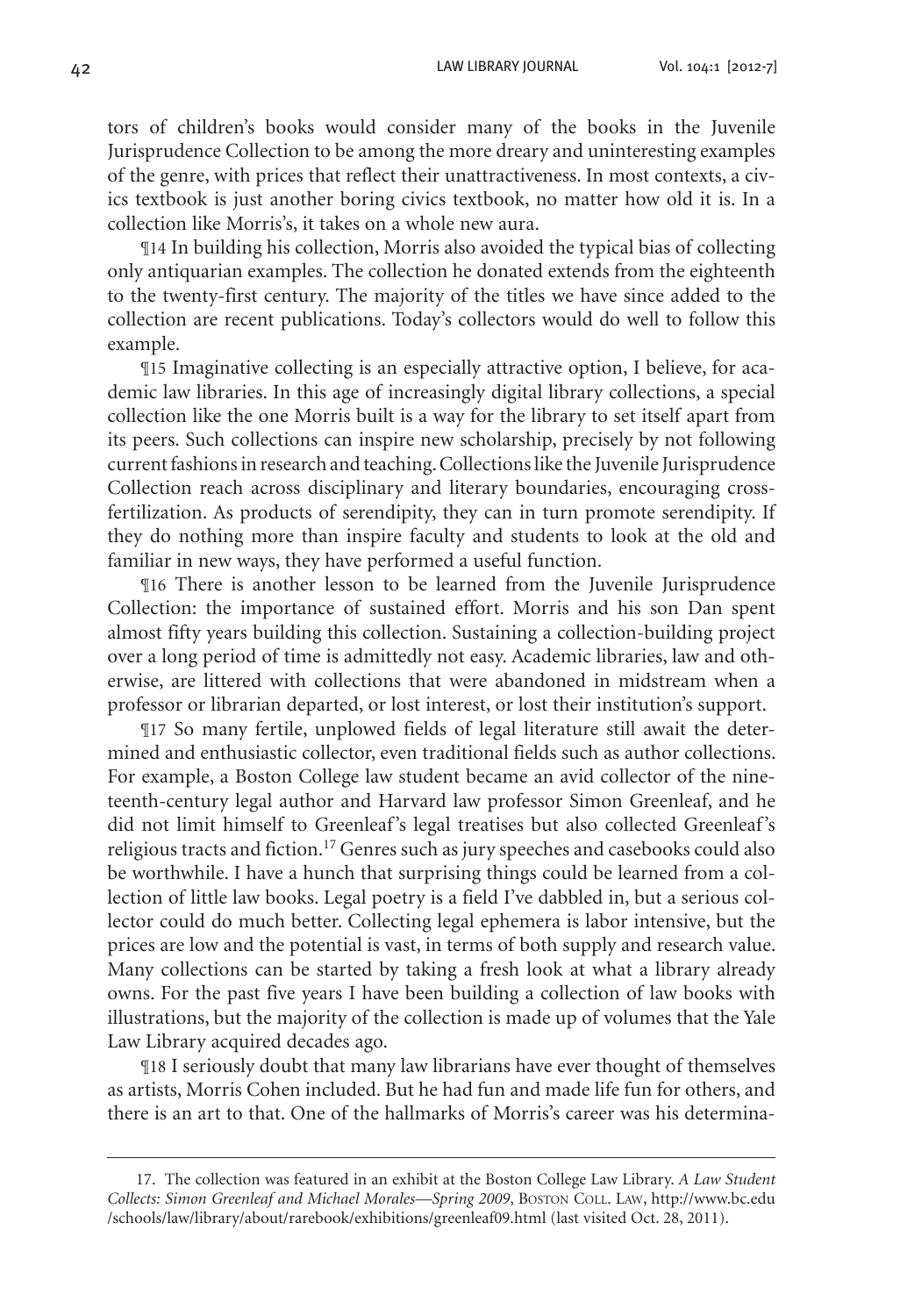tors of children's books would consider many of the books in the Juvenile Jurisprudence Collection to be among the more dreary and uninteresting examples of the genre, with prices that reflect their unattractiveness. In most contexts, a civics textbook is just another boring civics textbook, no matter how old it is. In a collection like Morris's, it takes on a whole new aura.

¶14 In building his collection, Morris also avoided the typical bias of collecting only antiquarian examples. The collection he donated extends from the eighteenth to the twenty-first century. The majority of the titles we have since added to the collection are recent publications. Today's collectors would do well to follow this example.

¶15 Imaginative collecting is an especially attractive option, I believe, for academic law libraries. In this age of increasingly digital library collections, a special collection like the one Morris built is a way for the library to set itself apart from its peers. Such collections can inspire new scholarship, precisely by not following current fashions in research and teaching. Collections like the Juvenile Jurisprudence Collection reach across disciplinary and literary boundaries, encouraging cross-fertilization. As products of serendipity, they can in turn promote serendipity. If they do nothing more than inspire faculty and students to look at the old and familiar in new ways, they have performed a useful function.

¶16 There is another lesson to be learned from the Juvenile Jurisprudence Collection: the importance of sustained effort. Morris and his son Dan spent almost fifty years building this collection. Sustaining a collection-building project over a long period of time is admittedly not easy. Academic libraries, law and otherwise, are littered with collections that were abandoned in midstream when a professor or librarian departed, or lost interest, or lost their institution's support.

¶17 So many fertile, unplowed fields of legal literature still await the determined and enthusiastic collector, even traditional fields such as author collections. For example, a Boston College law student became an avid collector of the nineteenth-century legal author and Harvard law professor Simon Greenleaf, and he did not limit himself to Greenleaf's legal treatises but also collected Greenleaf's religious tracts and fiction.[17] Genres such as jury speeches and casebooks could also be worthwhile. I have a hunch that surprising things could be learned from a collection of little law books. Legal poetry is a field I've dabbled in, but a serious collector could do much better. Collecting legal ephemera is labor intensive, but the prices are low and the potential is vast, in terms of both supply and research value. Many collections can be started by taking a fresh look at what a library already owns. For the past five years I have been building a collection of law books with illustrations, but the majority of the collection is made up of volumes that the Yale Law Library acquired decades ago.

¶18 I seriously doubt that many law librarians have ever thought of themselves as artists, Morris Cohen included. But he had fun and made life fun for others, and there is an art to that. One of the hallmarks of Morris's career was his determina-

---

17. The collection was featured in an exhibit at the Boston College Law Library. *A Law Student Collects: Simon Greenleaf and Michael Morales—Spring 2009*, Boston Coll. Law, http://www.bc.edu/schools/law/library/about/rarebook/exhibitions/greenleaf09.html (last visited Oct. 28, 2011).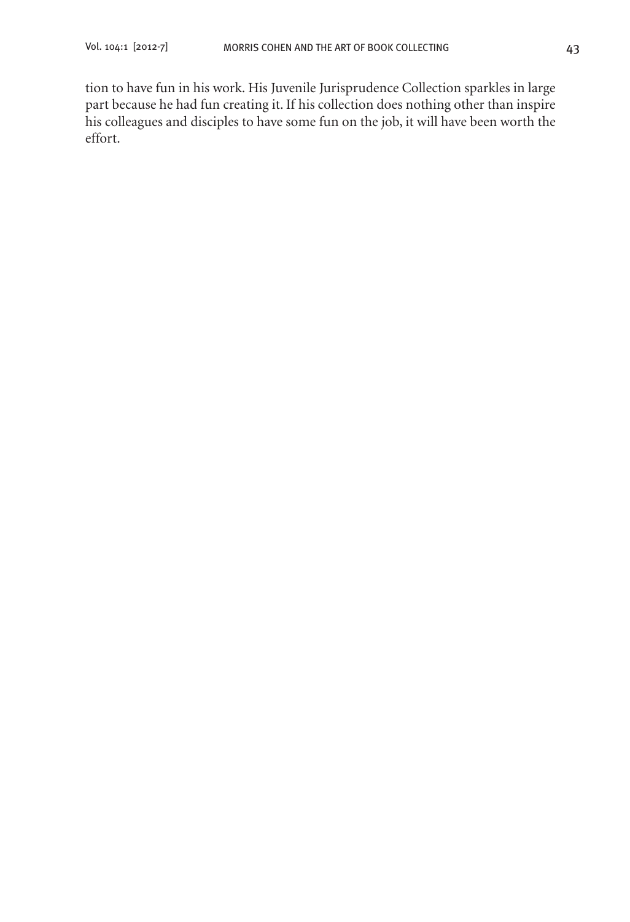tion to have fun in his work. His Juvenile Jurisprudence Collection sparkles in large part because he had fun creating it. If his collection does nothing other than inspire his colleagues and disciples to have some fun on the job, it will have been worth the effort.